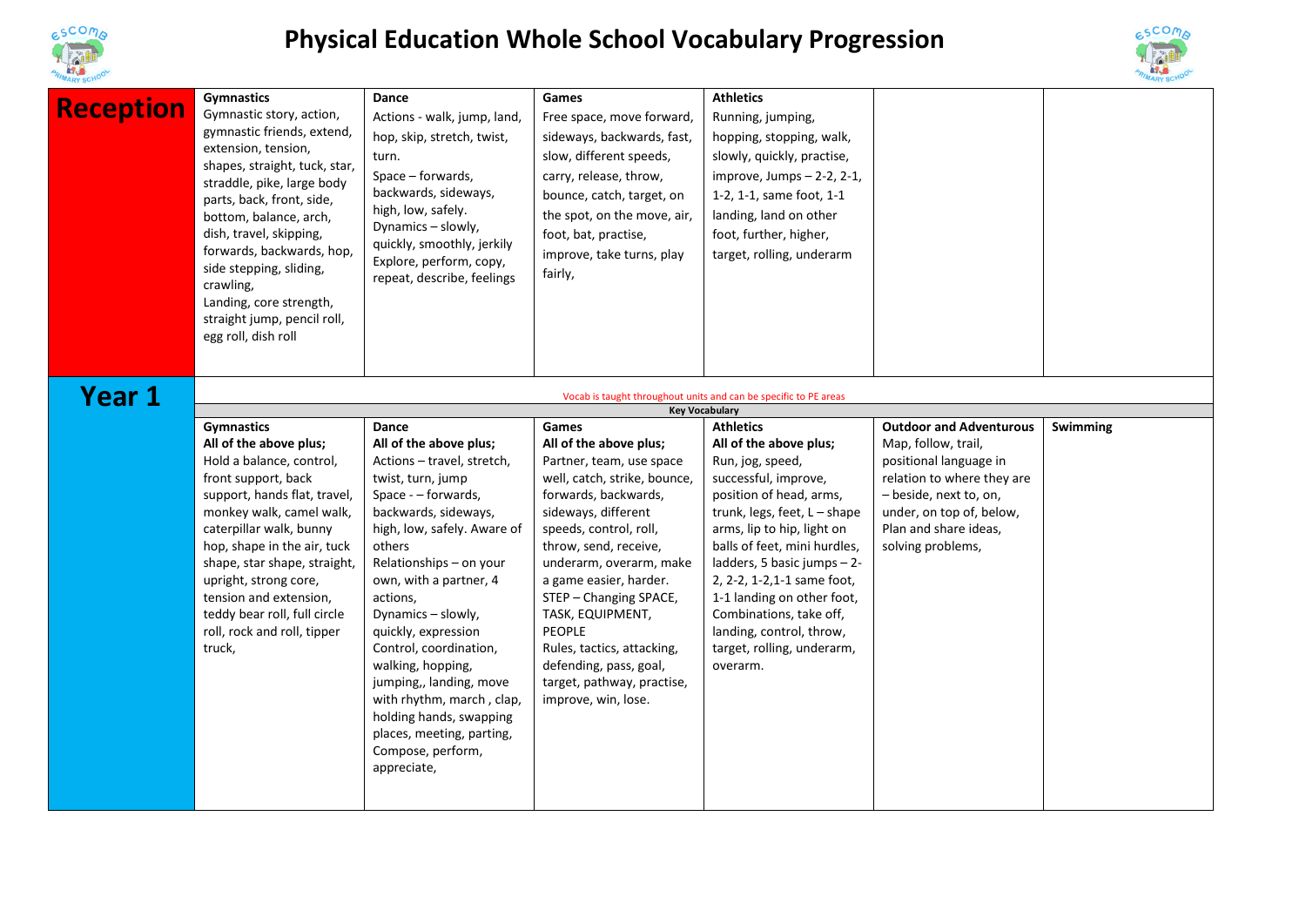# Physical Education Whole School Vocabulary Progression

| | | | | | | |
|---|---|---|---|---|---|---|
| **Reception** | **Gymnastics**<br>Gymnastic story, action, gymnastic friends, extend, extension, tension, shapes, straight, tuck, star, straddle, pike, large body parts, back, front, side, bottom, balance, arch, dish, travel, skipping, forwards, backwards, hop, side stepping, sliding, crawling,<br>Landing, core strength, straight jump, pencil roll, egg roll, dish roll | **Dance**<br>Actions - walk, jump, land, hop, skip, stretch, twist, turn.<br>Space – forwards, backwards, sideways, high, low, safely.<br>Dynamics – slowly, quickly, smoothly, jerkily<br>Explore, perform, copy, repeat, describe, feelings | **Games**<br>Free space, move forward, sideways, backwards, fast, slow, different speeds, carry, release, throw, bounce, catch, target, on the spot, on the move, air, foot, bat, practise, improve, take turns, play fairly, | **Athletics**<br>Running, jumping, hopping, stopping, walk, slowly, quickly, practise, improve, Jumps – 2-2, 2-1, 1-2, 1-1, same foot, 1-1 landing, land on other foot, further, higher, target, rolling, underarm | | |
| **Year 1** | Vocab is taught throughout units and can be specific to PE areas<br>**Key Vocabulary** | | | | | |
| | **Gymnastics**<br>**All of the above plus;**<br>Hold a balance, control, front support, back support, hands flat, travel, monkey walk, camel walk, caterpillar walk, bunny hop, shape in the air, tuck shape, star shape, straight, upright, strong core, tension and extension, teddy bear roll, full circle roll, rock and roll, tipper truck, | **Dance**<br>**All of the above plus;**<br>Actions – travel, stretch, twist, turn, jump<br>Space - – forwards, backwards, sideways, high, low, safely. Aware of others<br>Relationships – on your own, with a partner, 4 actions,<br>Dynamics – slowly, quickly, expression<br>Control, coordination, walking, hopping, jumping,, landing, move with rhythm, march , clap, holding hands, swapping places, meeting, parting, Compose, perform, appreciate, | **Games**<br>**All of the above plus;**<br>Partner, team, use space well, catch, strike, bounce, forwards, backwards, sideways, different speeds, control, roll, throw, send, receive, underarm, overarm, make a game easier, harder.<br>STEP – Changing SPACE, TASK, EQUIPMENT, PEOPLE<br>Rules, tactics, attacking, defending, pass, goal, target, pathway, practise, improve, win, lose. | **Athletics**<br>**All of the above plus;**<br>Run, jog, speed, successful, improve, position of head, arms, trunk, legs, feet, L – shape arms, lip to hip, light on balls of feet, mini hurdles, ladders, 5 basic jumps – 2-2, 2-2, 1-2,1-1 same foot, 1-1 landing on other foot, Combinations, take off, landing, control, throw, target, rolling, underarm, overarm. | **Outdoor and Adventurous**<br>Map, follow, trail, positional language in relation to where they are – beside, next to, on, under, on top of, below, Plan and share ideas, solving problems, | **Swimming** |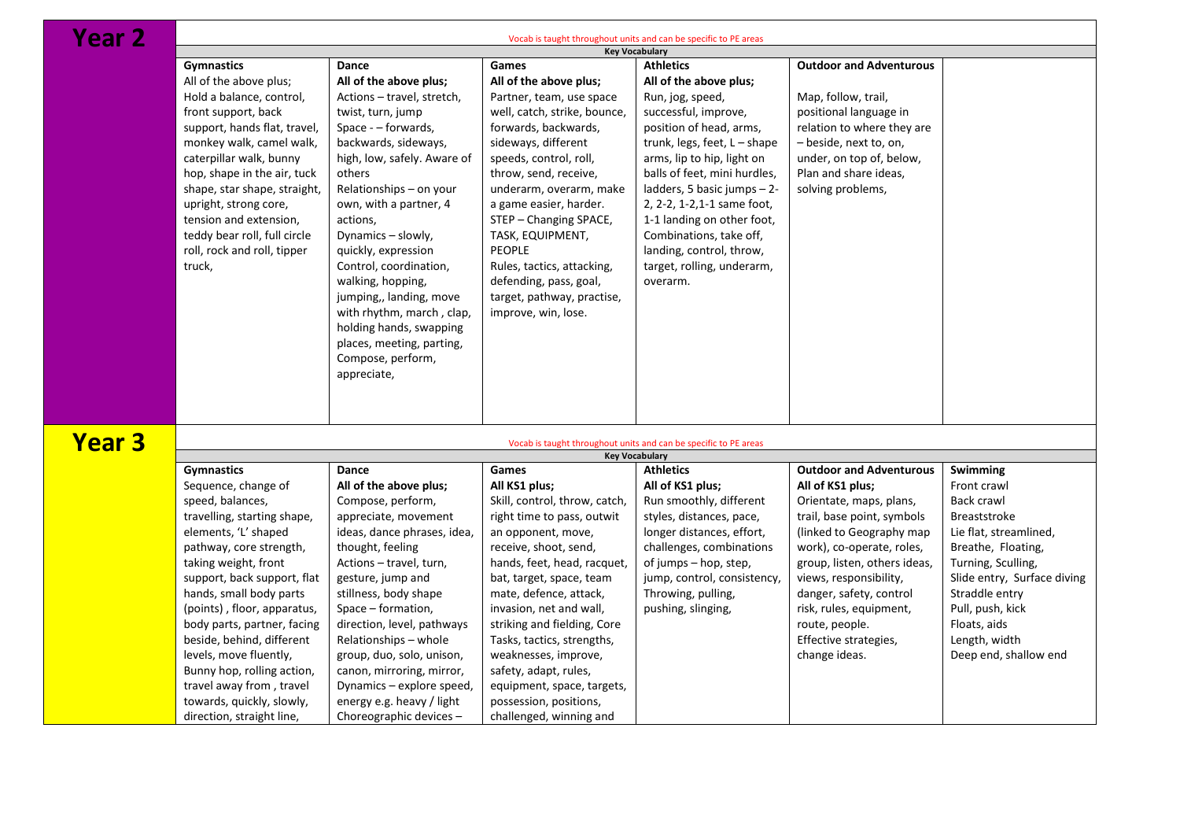## Year 2

Vocab is taught throughout units and can be specific to PE areas

**Key Vocabulary**

| Gymnastics | Dance | Games | Athletics | Outdoor and Adventurous | |
|---|---|---|---|---|---|
| All of the above plus; Hold a balance, control, front support, back support, hands flat, travel, monkey walk, camel walk, caterpillar walk, bunny hop, shape in the air, tuck shape, star shape, straight, upright, strong core, tension and extension, teddy bear roll, full circle roll, rock and roll, tipper truck, | **All of the above plus;** Actions – travel, stretch, twist, turn, jump Space - – forwards, backwards, sideways, high, low, safely. Aware of others Relationships – on your own, with a partner, 4 actions, Dynamics – slowly, quickly, expression Control, coordination, walking, hopping, jumping,, landing, move with rhythm, march , clap, holding hands, swapping places, meeting, parting, Compose, perform, appreciate, | **All of the above plus;** Partner, team, use space well, catch, strike, bounce, forwards, backwards, sideways, different speeds, control, roll, throw, send, receive, underarm, overarm, make a game easier, harder. STEP – Changing SPACE, TASK, EQUIPMENT, PEOPLE Rules, tactics, attacking, defending, pass, goal, target, pathway, practise, improve, win, lose. | **All of the above plus;** Run, jog, speed, successful, improve, position of head, arms, trunk, legs, feet, L – shape arms, lip to hip, light on balls of feet, mini hurdles, ladders, 5 basic jumps – 2-2, 2-2, 1-2,1-1 same foot, 1-1 landing on other foot, Combinations, take off, landing, control, throw, target, rolling, underarm, overarm. | Map, follow, trail, positional language in relation to where they are – beside, next to, on, under, on top of, below, Plan and share ideas, solving problems, | |

## Year 3

Vocab is taught throughout units and can be specific to PE areas

**Key Vocabulary**

| Gymnastics | Dance | Games | Athletics | Outdoor and Adventurous | Swimming |
|---|---|---|---|---|---|
| Sequence, change of speed, balances, travelling, starting shape, elements, 'L' shaped pathway, core strength, taking weight, front support, back support, flat hands, small body parts (points) , floor, apparatus, body parts, partner, facing beside, behind, different levels, move fluently, Bunny hop, rolling action, travel away from , travel towards, quickly, slowly, direction, straight line, | **All of the above plus;** Compose, perform, appreciate, movement ideas, dance phrases, idea, thought, feeling Actions – travel, turn, gesture, jump and stillness, body shape Space – formation, direction, level, pathways Relationships – whole group, duo, solo, unison, canon, mirroring, mirror, Dynamics – explore speed, energy e.g. heavy / light Choreographic devices – | **All KS1 plus;** Skill, control, throw, catch, right time to pass, outwit an opponent, move, receive, shoot, send, hands, feet, head, racquet, bat, target, space, team mate, defence, attack, invasion, net and wall, striking and fielding, Core Tasks, tactics, strengths, weaknesses, improve, safety, adapt, rules, equipment, space, targets, possession, positions, challenged, winning and | **All of KS1 plus;** Run smoothly, different styles, distances, pace, longer distances, effort, challenges, combinations of jumps – hop, step, jump, control, consistency, Throwing, pulling, pushing, slinging, | **All of KS1 plus;** Orientate, maps, plans, trail, base point, symbols (linked to Geography map work), co-operate, roles, group, listen, others ideas, views, responsibility, danger, safety, control risk, rules, equipment, route, people. Effective strategies, change ideas. | **Swimming** Front crawl Back crawl Breaststroke Lie flat, streamlined, Breathe, Floating, Turning, Sculling, Slide entry, Surface diving Straddle entry Pull, push, kick Floats, aids Length, width Deep end, shallow end |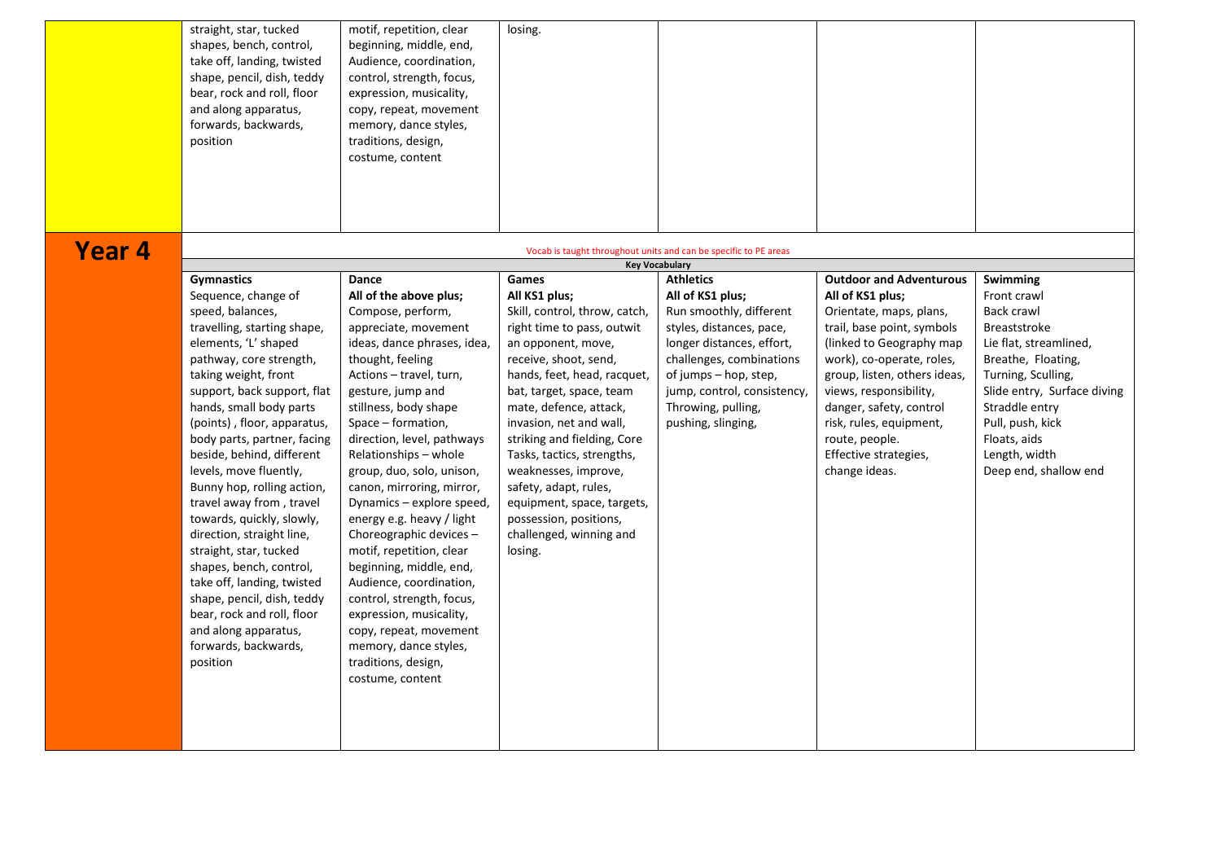| | | | | | | |
|---|---|---|---|---|---|---|
| | straight, star, tucked shapes, bench, control, take off, landing, twisted shape, pencil, dish, teddy bear, rock and roll, floor and along apparatus, forwards, backwards, position | motif, repetition, clear beginning, middle, end, Audience, coordination, control, strength, focus, expression, musicality, copy, repeat, movement memory, dance styles, traditions, design, costume, content | losing. | | | |

## Year 4

Vocab is taught throughout units and can be specific to PE areas

**Key Vocabulary**

| Gymnastics | Dance | Games | Athletics | Outdoor and Adventurous | Swimming |
|---|---|---|---|---|---|
| Sequence, change of speed, balances, travelling, starting shape, elements, 'L' shaped pathway, core strength, taking weight, front support, back support, flat hands, small body parts (points), floor, apparatus, body parts, partner, facing beside, behind, different levels, move fluently, Bunny hop, rolling action, travel away from, travel towards, quickly, slowly, direction, straight line, straight, star, tucked shapes, bench, control, take off, landing, twisted shape, pencil, dish, teddy bear, rock and roll, floor and along apparatus, forwards, backwards, position | **All of the above plus;** Compose, perform, appreciate, movement ideas, dance phrases, idea, thought, feeling Actions – travel, turn, gesture, jump and stillness, body shape Space – formation, direction, level, pathways Relationships – whole group, duo, solo, unison, canon, mirroring, mirror, Dynamics – explore speed, energy e.g. heavy / light Choreographic devices – motif, repetition, clear beginning, middle, end, Audience, coordination, control, strength, focus, expression, musicality, copy, repeat, movement memory, dance styles, traditions, design, costume, content | **All KS1 plus;** Skill, control, throw, catch, right time to pass, outwit an opponent, move, receive, shoot, send, hands, feet, head, racquet, bat, target, space, team mate, defence, attack, invasion, net and wall, striking and fielding, Core Tasks, tactics, strengths, weaknesses, improve, safety, adapt, rules, equipment, space, targets, possession, positions, challenged, winning and losing. | **All of KS1 plus;** Run smoothly, different styles, distances, pace, longer distances, effort, challenges, combinations of jumps – hop, step, jump, control, consistency, Throwing, pulling, pushing, slinging, | **All of KS1 plus;** Orientate, maps, plans, trail, base point, symbols (linked to Geography map work), co-operate, roles, group, listen, others ideas, views, responsibility, danger, safety, control risk, rules, equipment, route, people. Effective strategies, change ideas. | Front crawl Back crawl Breaststroke Lie flat, streamlined, Breathe, Floating, Turning, Sculling, Slide entry, Surface diving Straddle entry Pull, push, kick Floats, aids Length, width Deep end, shallow end |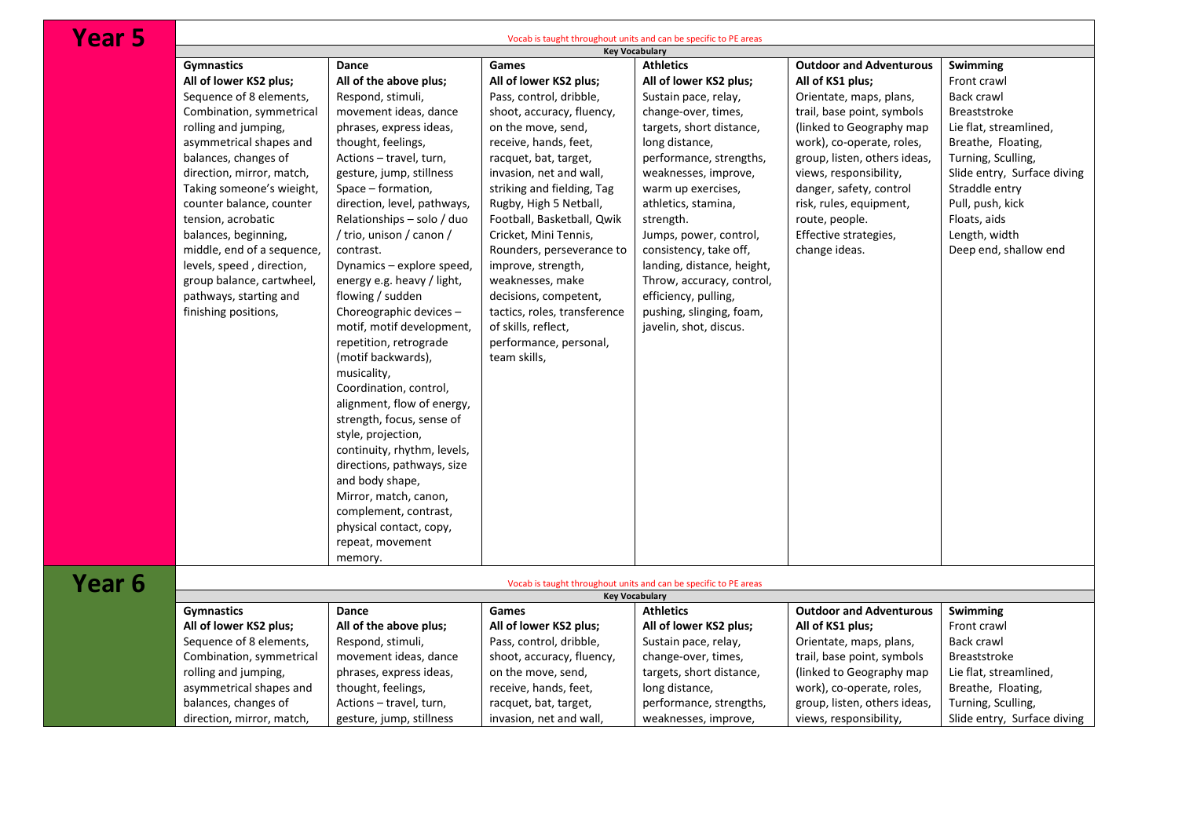## Year 5

Vocab is taught throughout units and can be specific to PE areas

**Key Vocabulary**

| Gymnastics | Dance | Games | Athletics | Outdoor and Adventurous | Swimming |
|---|---|---|---|---|---|
| **All of lower KS2 plus;** Sequence of 8 elements, Combination, symmetrical rolling and jumping, asymmetrical shapes and balances, changes of direction, mirror, match, Taking someone's wieight, counter balance, counter tension, acrobatic balances, beginning, middle, end of a sequence, levels, speed , direction, group balance, cartwheel, pathways, starting and finishing positions, | **All of the above plus;** Respond, stimuli, movement ideas, dance phrases, express ideas, thought, feelings, Actions – travel, turn, gesture, jump, stillness Space – formation, direction, level, pathways, Relationships – solo / duo / trio, unison / canon / contrast. Dynamics – explore speed, energy e.g. heavy / light, flowing / sudden Choreographic devices – motif, motif development, repetition, retrograde (motif backwards), musicality, Coordination, control, alignment, flow of energy, strength, focus, sense of style, projection, continuity, rhythm, levels, directions, pathways, size and body shape, Mirror, match, canon, complement, contrast, physical contact, copy, repeat, movement memory. | **All of lower KS2 plus;** Pass, control, dribble, shoot, accuracy, fluency, on the move, send, receive, hands, feet, racquet, bat, target, invasion, net and wall, striking and fielding, Tag Rugby, High 5 Netball, Football, Basketball, Qwik Cricket, Mini Tennis, Rounders, perseverance to improve, strength, weaknesses, make decisions, competent, tactics, roles, transference of skills, reflect, performance, personal, team skills, | **All of lower KS2 plus;** Sustain pace, relay, change-over, times, targets, short distance, long distance, performance, strengths, weaknesses, improve, warm up exercises, athletics, stamina, strength. Jumps, power, control, consistency, take off, landing, distance, height, Throw, accuracy, control, efficiency, pulling, pushing, slinging, foam, javelin, shot, discus. | **All of KS1 plus;** Orientate, maps, plans, trail, base point, symbols (linked to Geography map work), co-operate, roles, group, listen, others ideas, views, responsibility, danger, safety, control risk, rules, equipment, route, people. Effective strategies, change ideas. | Front crawl Back crawl Breaststroke Lie flat, streamlined, Breathe, Floating, Turning, Sculling, Slide entry, Surface diving Straddle entry Pull, push, kick Floats, aids Length, width Deep end, shallow end |

## Year 6

Vocab is taught throughout units and can be specific to PE areas

**Key Vocabulary**

| Gymnastics | Dance | Games | Athletics | Outdoor and Adventurous | Swimming |
|---|---|---|---|---|---|
| **All of lower KS2 plus;** Sequence of 8 elements, Combination, symmetrical rolling and jumping, asymmetrical shapes and balances, changes of direction, mirror, match, | **All of the above plus;** Respond, stimuli, movement ideas, dance phrases, express ideas, thought, feelings, Actions – travel, turn, gesture, jump, stillness | **All of lower KS2 plus;** Pass, control, dribble, shoot, accuracy, fluency, on the move, send, receive, hands, feet, racquet, bat, target, invasion, net and wall, | **All of lower KS2 plus;** Sustain pace, relay, change-over, times, targets, short distance, long distance, performance, strengths, weaknesses, improve, | **All of KS1 plus;** Orientate, maps, plans, trail, base point, symbols (linked to Geography map work), co-operate, roles, group, listen, others ideas, views, responsibility, | Front crawl Back crawl Breaststroke Lie flat, streamlined, Breathe, Floating, Turning, Sculling, Slide entry, Surface diving |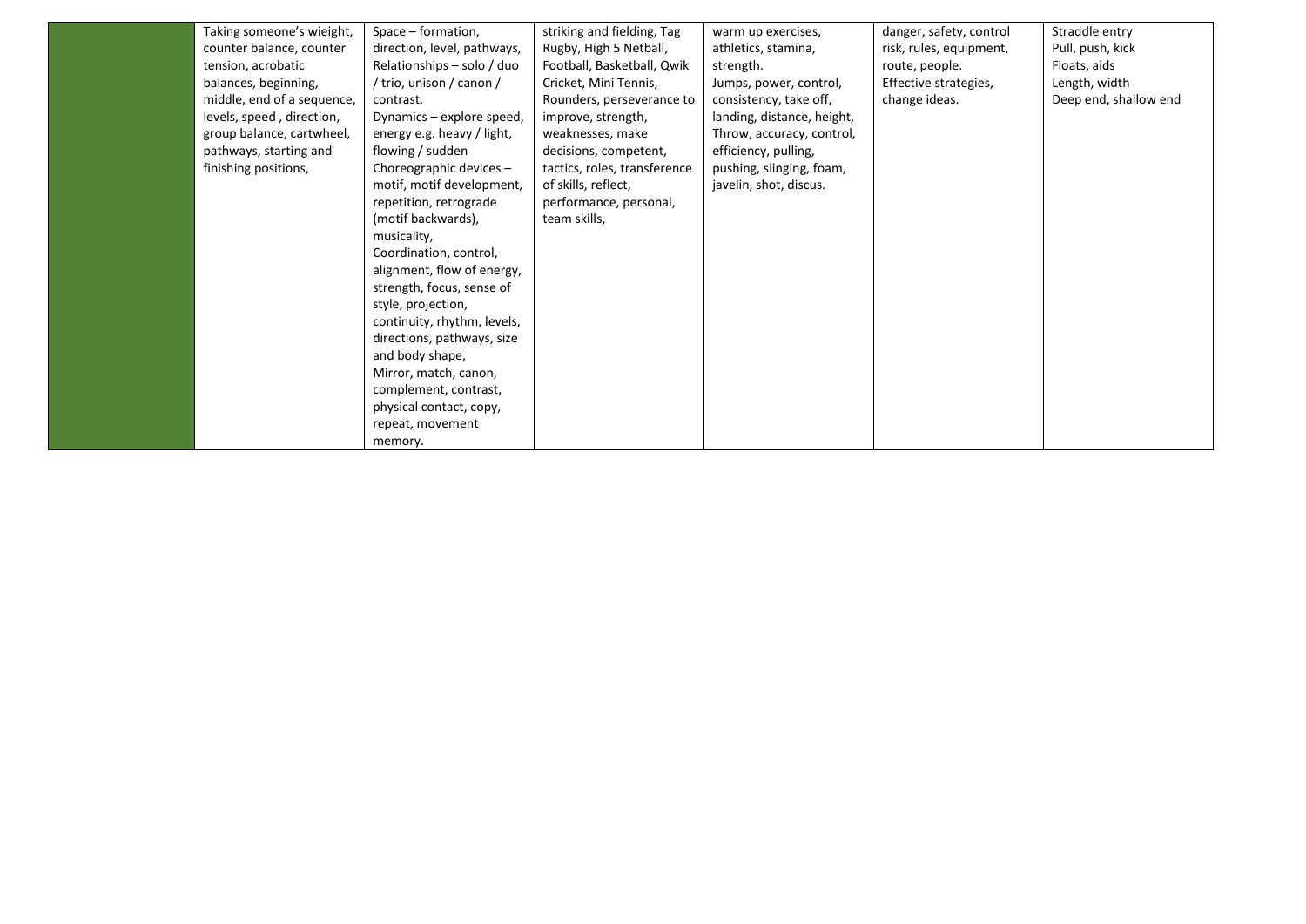| | | | | | | |
|---|---|---|---|---|---|---|
| | Taking someone's wieight, counter balance, counter tension, acrobatic balances, beginning, middle, end of a sequence, levels, speed , direction, group balance, cartwheel, pathways, starting and finishing positions, | Space – formation, direction, level, pathways, Relationships – solo / duo / trio, unison / canon / contrast. Dynamics – explore speed, energy e.g. heavy / light, flowing / sudden Choreographic devices – motif, motif development, repetition, retrograde (motif backwards), musicality, Coordination, control, alignment, flow of energy, strength, focus, sense of style, projection, continuity, rhythm, levels, directions, pathways, size and body shape, Mirror, match, canon, complement, contrast, physical contact, copy, repeat, movement memory. | striking and fielding, Tag Rugby, High 5 Netball, Football, Basketball, Qwik Cricket, Mini Tennis, Rounders, perseverance to improve, strength, weaknesses, make decisions, competent, tactics, roles, transference of skills, reflect, performance, personal, team skills, | warm up exercises, athletics, stamina, strength. Jumps, power, control, consistency, take off, landing, distance, height, Throw, accuracy, control, efficiency, pulling, pushing, slinging, foam, javelin, shot, discus. | danger, safety, control risk, rules, equipment, route, people. Effective strategies, change ideas. | Straddle entry Pull, push, kick Floats, aids Length, width Deep end, shallow end |